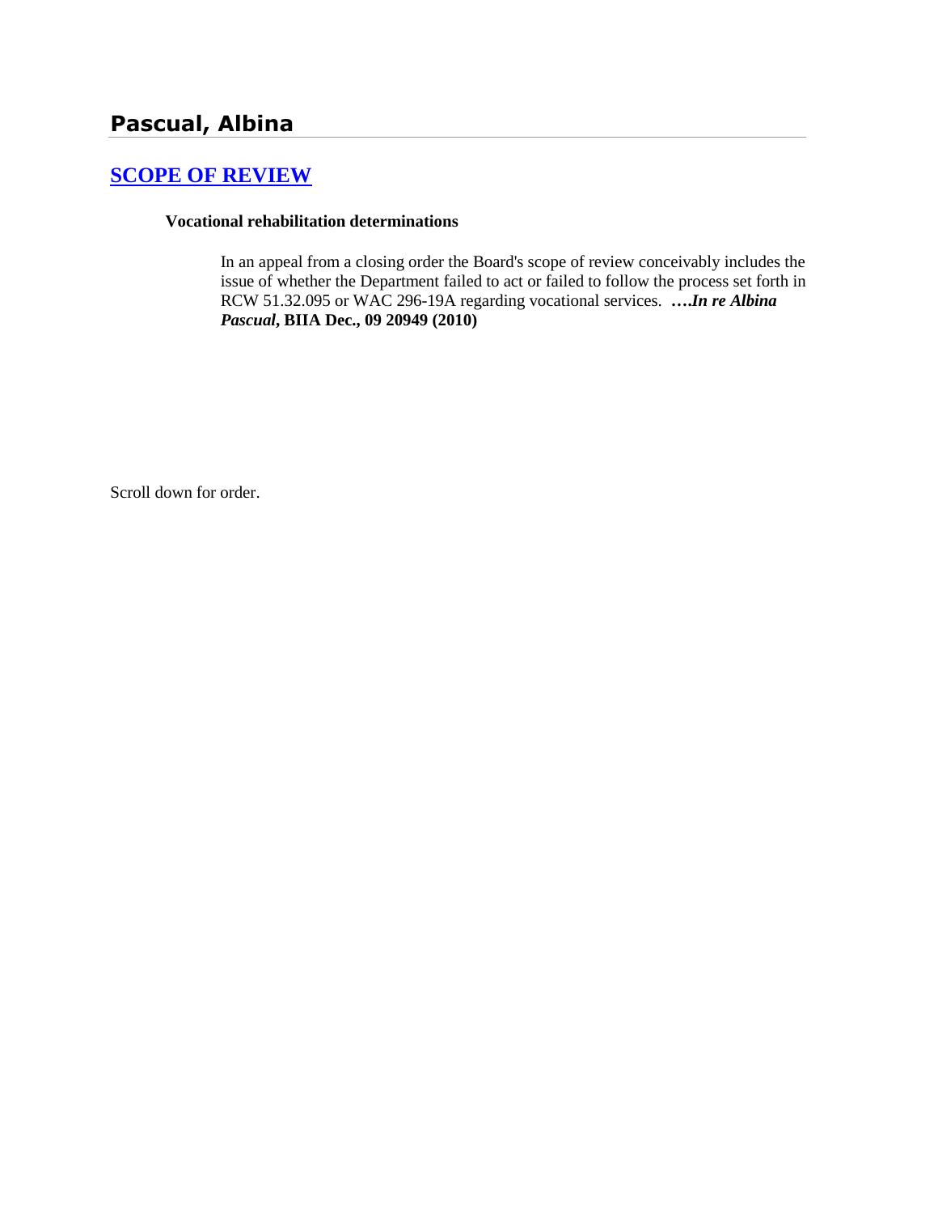# Pascual, Albina

## [SCOPE OF REVIEW]

**Vocational rehabilitation determinations**

In an appeal from a closing order the Board's scope of review conceivably includes the issue of whether the Department failed to act or failed to follow the process set forth in RCW 51.32.095 or WAC 296-19A regarding vocational services. ***….In re Albina Pascual*, BIIA Dec., 09 20949 (2010)**

Scroll down for order.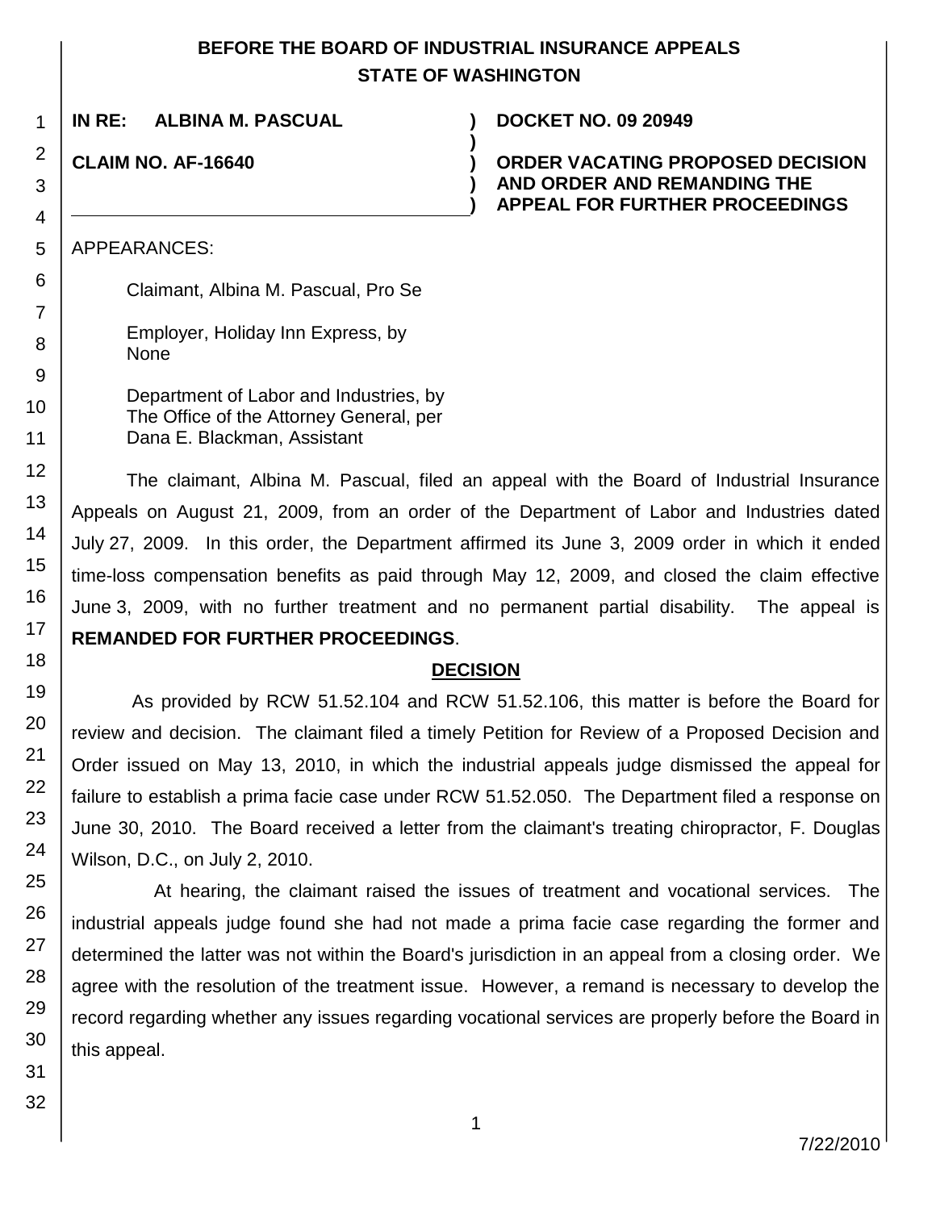**BEFORE THE BOARD OF INDUSTRIAL INSURANCE APPEALS**
**STATE OF WASHINGTON**

**IN RE: ALBINA M. PASCUAL** ) **DOCKET NO. 09 20949**

**CLAIM NO. AF-16640** ) **ORDER VACATING PROPOSED DECISION AND ORDER AND REMANDING THE APPEAL FOR FURTHER PROCEEDINGS**

APPEARANCES:

Claimant, Albina M. Pascual, Pro Se

Employer, Holiday Inn Express, by None

Department of Labor and Industries, by The Office of the Attorney General, per Dana E. Blackman, Assistant

The claimant, Albina M. Pascual, filed an appeal with the Board of Industrial Insurance Appeals on August 21, 2009, from an order of the Department of Labor and Industries dated July 27, 2009. In this order, the Department affirmed its June 3, 2009 order in which it ended time-loss compensation benefits as paid through May 12, 2009, and closed the claim effective June 3, 2009, with no further treatment and no permanent partial disability. The appeal is **REMANDED FOR FURTHER PROCEEDINGS**.

## DECISION

As provided by RCW 51.52.104 and RCW 51.52.106, this matter is before the Board for review and decision. The claimant filed a timely Petition for Review of a Proposed Decision and Order issued on May 13, 2010, in which the industrial appeals judge dismissed the appeal for failure to establish a prima facie case under RCW 51.52.050. The Department filed a response on June 30, 2010. The Board received a letter from the claimant's treating chiropractor, F. Douglas Wilson, D.C., on July 2, 2010.

At hearing, the claimant raised the issues of treatment and vocational services. The industrial appeals judge found she had not made a prima facie case regarding the former and determined the latter was not within the Board's jurisdiction in an appeal from a closing order. We agree with the resolution of the treatment issue. However, a remand is necessary to develop the record regarding whether any issues regarding vocational services are properly before the Board in this appeal.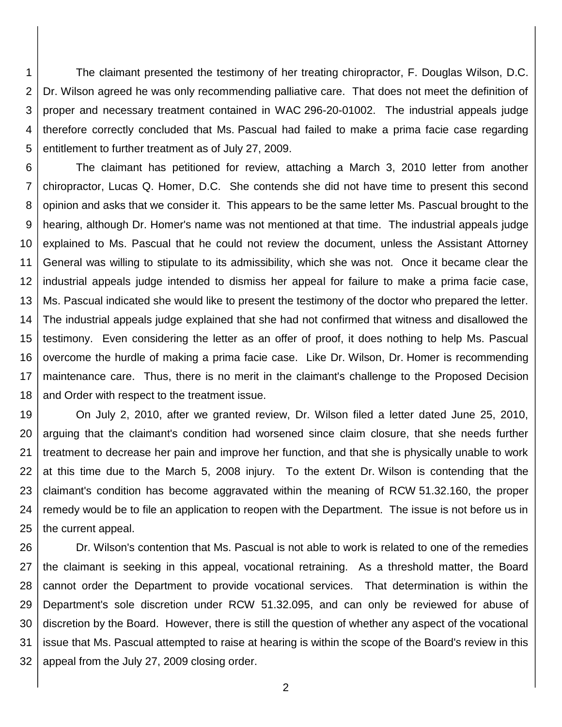The claimant presented the testimony of her treating chiropractor, F. Douglas Wilson, D.C. Dr. Wilson agreed he was only recommending palliative care. That does not meet the definition of proper and necessary treatment contained in WAC 296-20-01002. The industrial appeals judge therefore correctly concluded that Ms. Pascual had failed to make a prima facie case regarding entitlement to further treatment as of July 27, 2009.

The claimant has petitioned for review, attaching a March 3, 2010 letter from another chiropractor, Lucas Q. Homer, D.C. She contends she did not have time to present this second opinion and asks that we consider it. This appears to be the same letter Ms. Pascual brought to the hearing, although Dr. Homer's name was not mentioned at that time. The industrial appeals judge explained to Ms. Pascual that he could not review the document, unless the Assistant Attorney General was willing to stipulate to its admissibility, which she was not. Once it became clear the industrial appeals judge intended to dismiss her appeal for failure to make a prima facie case, Ms. Pascual indicated she would like to present the testimony of the doctor who prepared the letter. The industrial appeals judge explained that she had not confirmed that witness and disallowed the testimony. Even considering the letter as an offer of proof, it does nothing to help Ms. Pascual overcome the hurdle of making a prima facie case. Like Dr. Wilson, Dr. Homer is recommending maintenance care. Thus, there is no merit in the claimant's challenge to the Proposed Decision and Order with respect to the treatment issue.

On July 2, 2010, after we granted review, Dr. Wilson filed a letter dated June 25, 2010, arguing that the claimant's condition had worsened since claim closure, that she needs further treatment to decrease her pain and improve her function, and that she is physically unable to work at this time due to the March 5, 2008 injury. To the extent Dr. Wilson is contending that the claimant's condition has become aggravated within the meaning of RCW 51.32.160, the proper remedy would be to file an application to reopen with the Department. The issue is not before us in the current appeal.

Dr. Wilson's contention that Ms. Pascual is not able to work is related to one of the remedies the claimant is seeking in this appeal, vocational retraining. As a threshold matter, the Board cannot order the Department to provide vocational services. That determination is within the Department's sole discretion under RCW 51.32.095, and can only be reviewed for abuse of discretion by the Board. However, there is still the question of whether any aspect of the vocational issue that Ms. Pascual attempted to raise at hearing is within the scope of the Board's review in this appeal from the July 27, 2009 closing order.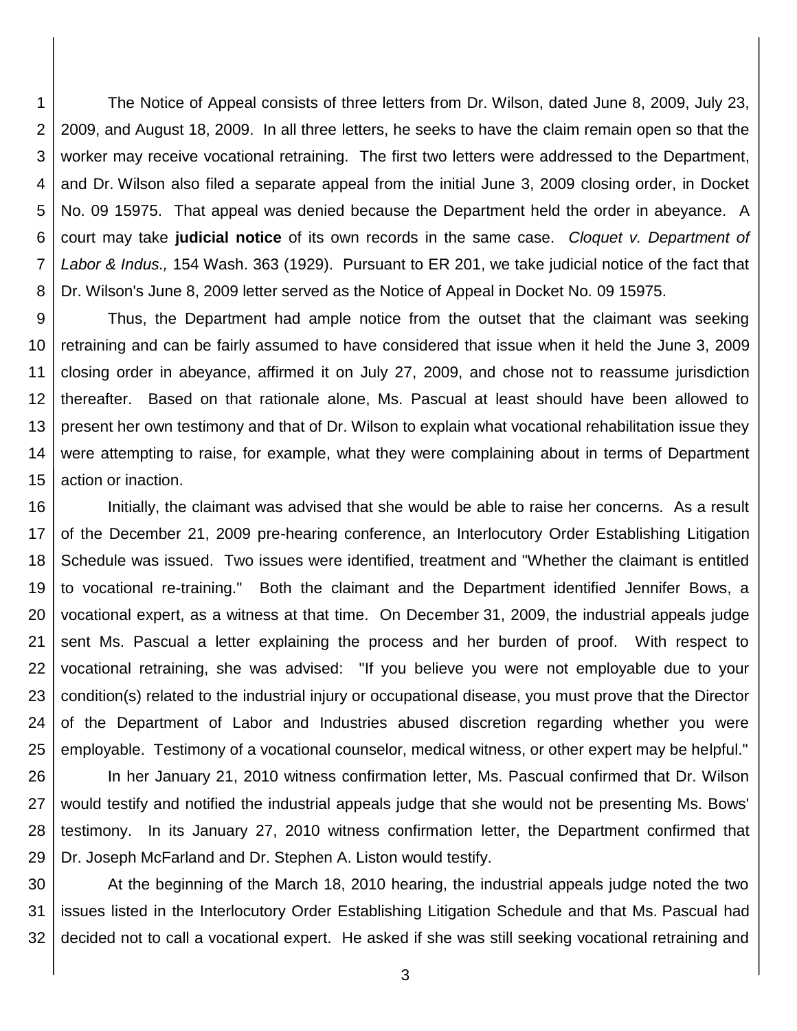The Notice of Appeal consists of three letters from Dr. Wilson, dated June 8, 2009, July 23, 2009, and August 18, 2009. In all three letters, he seeks to have the claim remain open so that the worker may receive vocational retraining. The first two letters were addressed to the Department, and Dr. Wilson also filed a separate appeal from the initial June 3, 2009 closing order, in Docket No. 09 15975. That appeal was denied because the Department held the order in abeyance. A court may take **judicial notice** of its own records in the same case. *Cloquet v. Department of Labor & Indus.,* 154 Wash. 363 (1929). Pursuant to ER 201, we take judicial notice of the fact that Dr. Wilson's June 8, 2009 letter served as the Notice of Appeal in Docket No. 09 15975.

Thus, the Department had ample notice from the outset that the claimant was seeking retraining and can be fairly assumed to have considered that issue when it held the June 3, 2009 closing order in abeyance, affirmed it on July 27, 2009, and chose not to reassume jurisdiction thereafter. Based on that rationale alone, Ms. Pascual at least should have been allowed to present her own testimony and that of Dr. Wilson to explain what vocational rehabilitation issue they were attempting to raise, for example, what they were complaining about in terms of Department action or inaction.

Initially, the claimant was advised that she would be able to raise her concerns. As a result of the December 21, 2009 pre-hearing conference, an Interlocutory Order Establishing Litigation Schedule was issued. Two issues were identified, treatment and "Whether the claimant is entitled to vocational re-training." Both the claimant and the Department identified Jennifer Bows, a vocational expert, as a witness at that time. On December 31, 2009, the industrial appeals judge sent Ms. Pascual a letter explaining the process and her burden of proof. With respect to vocational retraining, she was advised: "If you believe you were not employable due to your condition(s) related to the industrial injury or occupational disease, you must prove that the Director of the Department of Labor and Industries abused discretion regarding whether you were employable. Testimony of a vocational counselor, medical witness, or other expert may be helpful."

In her January 21, 2010 witness confirmation letter, Ms. Pascual confirmed that Dr. Wilson would testify and notified the industrial appeals judge that she would not be presenting Ms. Bows' testimony. In its January 27, 2010 witness confirmation letter, the Department confirmed that Dr. Joseph McFarland and Dr. Stephen A. Liston would testify.

At the beginning of the March 18, 2010 hearing, the industrial appeals judge noted the two issues listed in the Interlocutory Order Establishing Litigation Schedule and that Ms. Pascual had decided not to call a vocational expert. He asked if she was still seeking vocational retraining and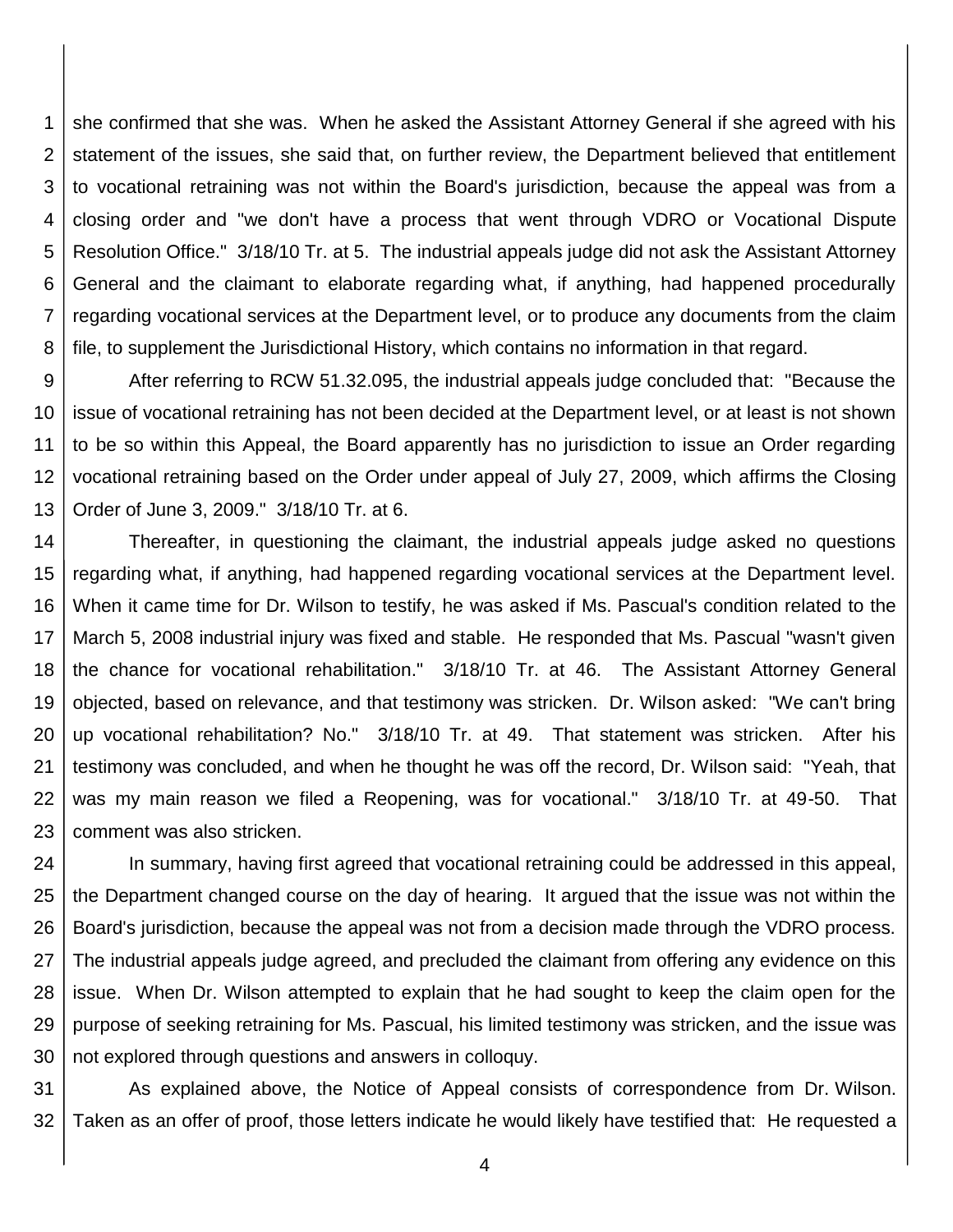she confirmed that she was. When he asked the Assistant Attorney General if she agreed with his statement of the issues, she said that, on further review, the Department believed that entitlement to vocational retraining was not within the Board's jurisdiction, because the appeal was from a closing order and "we don't have a process that went through VDRO or Vocational Dispute Resolution Office." 3/18/10 Tr. at 5. The industrial appeals judge did not ask the Assistant Attorney General and the claimant to elaborate regarding what, if anything, had happened procedurally regarding vocational services at the Department level, or to produce any documents from the claim file, to supplement the Jurisdictional History, which contains no information in that regard.

After referring to RCW 51.32.095, the industrial appeals judge concluded that: "Because the issue of vocational retraining has not been decided at the Department level, or at least is not shown to be so within this Appeal, the Board apparently has no jurisdiction to issue an Order regarding vocational retraining based on the Order under appeal of July 27, 2009, which affirms the Closing Order of June 3, 2009." 3/18/10 Tr. at 6.

Thereafter, in questioning the claimant, the industrial appeals judge asked no questions regarding what, if anything, had happened regarding vocational services at the Department level. When it came time for Dr. Wilson to testify, he was asked if Ms. Pascual's condition related to the March 5, 2008 industrial injury was fixed and stable. He responded that Ms. Pascual "wasn't given the chance for vocational rehabilitation." 3/18/10 Tr. at 46. The Assistant Attorney General objected, based on relevance, and that testimony was stricken. Dr. Wilson asked: "We can't bring up vocational rehabilitation? No." 3/18/10 Tr. at 49. That statement was stricken. After his testimony was concluded, and when he thought he was off the record, Dr. Wilson said: "Yeah, that was my main reason we filed a Reopening, was for vocational." 3/18/10 Tr. at 49-50. That comment was also stricken.

In summary, having first agreed that vocational retraining could be addressed in this appeal, the Department changed course on the day of hearing. It argued that the issue was not within the Board's jurisdiction, because the appeal was not from a decision made through the VDRO process. The industrial appeals judge agreed, and precluded the claimant from offering any evidence on this issue. When Dr. Wilson attempted to explain that he had sought to keep the claim open for the purpose of seeking retraining for Ms. Pascual, his limited testimony was stricken, and the issue was not explored through questions and answers in colloquy.

As explained above, the Notice of Appeal consists of correspondence from Dr. Wilson. Taken as an offer of proof, those letters indicate he would likely have testified that: He requested a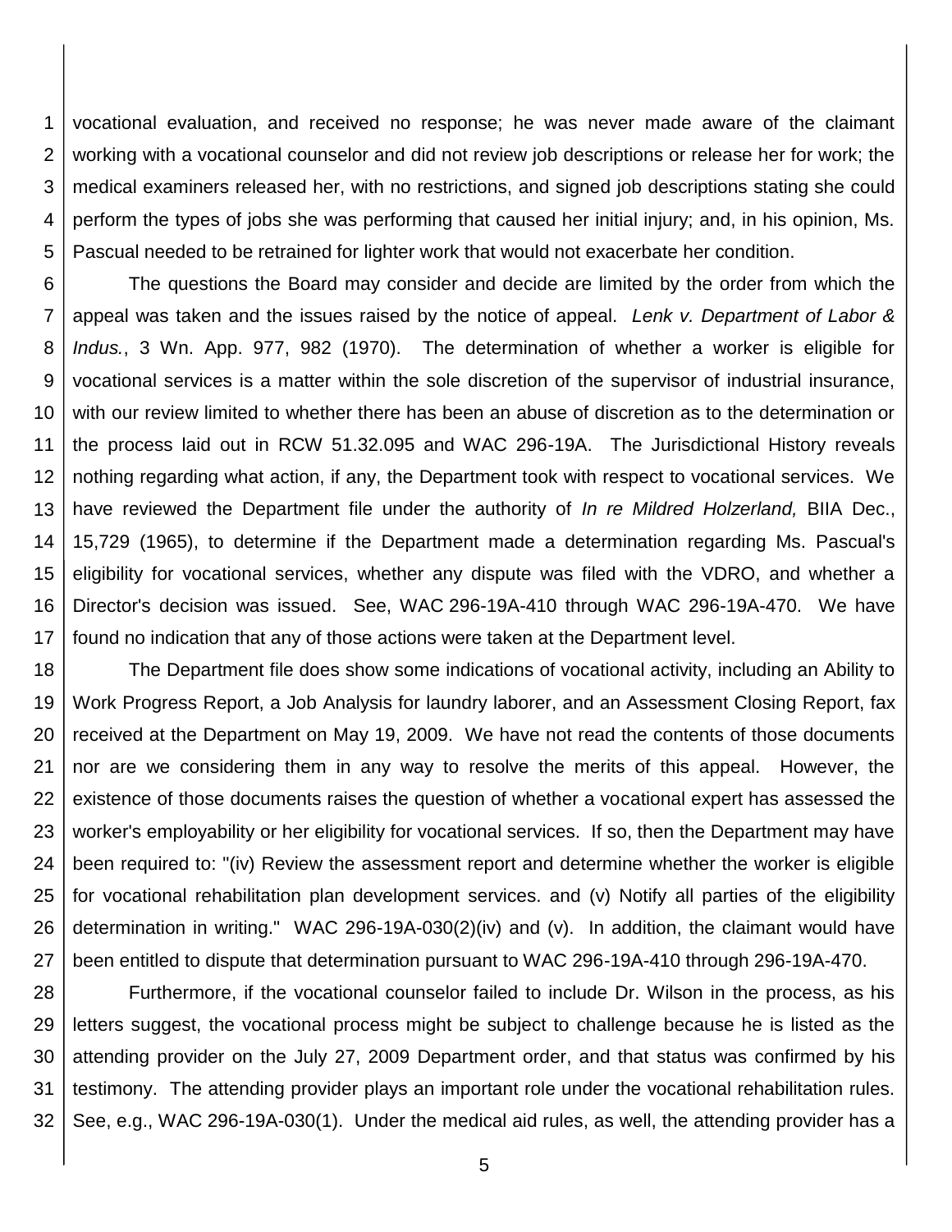vocational evaluation, and received no response; he was never made aware of the claimant working with a vocational counselor and did not review job descriptions or release her for work; the medical examiners released her, with no restrictions, and signed job descriptions stating she could perform the types of jobs she was performing that caused her initial injury; and, in his opinion, Ms. Pascual needed to be retrained for lighter work that would not exacerbate her condition.

The questions the Board may consider and decide are limited by the order from which the appeal was taken and the issues raised by the notice of appeal. *Lenk v. Department of Labor & Indus.*, 3 Wn. App. 977, 982 (1970). The determination of whether a worker is eligible for vocational services is a matter within the sole discretion of the supervisor of industrial insurance, with our review limited to whether there has been an abuse of discretion as to the determination or the process laid out in RCW 51.32.095 and WAC 296-19A. The Jurisdictional History reveals nothing regarding what action, if any, the Department took with respect to vocational services. We have reviewed the Department file under the authority of *In re Mildred Holzerland,* BIIA Dec., 15,729 (1965), to determine if the Department made a determination regarding Ms. Pascual's eligibility for vocational services, whether any dispute was filed with the VDRO, and whether a Director's decision was issued. See, WAC 296-19A-410 through WAC 296-19A-470. We have found no indication that any of those actions were taken at the Department level.

The Department file does show some indications of vocational activity, including an Ability to Work Progress Report, a Job Analysis for laundry laborer, and an Assessment Closing Report, fax received at the Department on May 19, 2009. We have not read the contents of those documents nor are we considering them in any way to resolve the merits of this appeal. However, the existence of those documents raises the question of whether a vocational expert has assessed the worker's employability or her eligibility for vocational services. If so, then the Department may have been required to: "(iv) Review the assessment report and determine whether the worker is eligible for vocational rehabilitation plan development services. and (v) Notify all parties of the eligibility determination in writing." WAC 296-19A-030(2)(iv) and (v). In addition, the claimant would have been entitled to dispute that determination pursuant to WAC 296-19A-410 through 296-19A-470.

Furthermore, if the vocational counselor failed to include Dr. Wilson in the process, as his letters suggest, the vocational process might be subject to challenge because he is listed as the attending provider on the July 27, 2009 Department order, and that status was confirmed by his testimony. The attending provider plays an important role under the vocational rehabilitation rules. See, e.g., WAC 296-19A-030(1). Under the medical aid rules, as well, the attending provider has a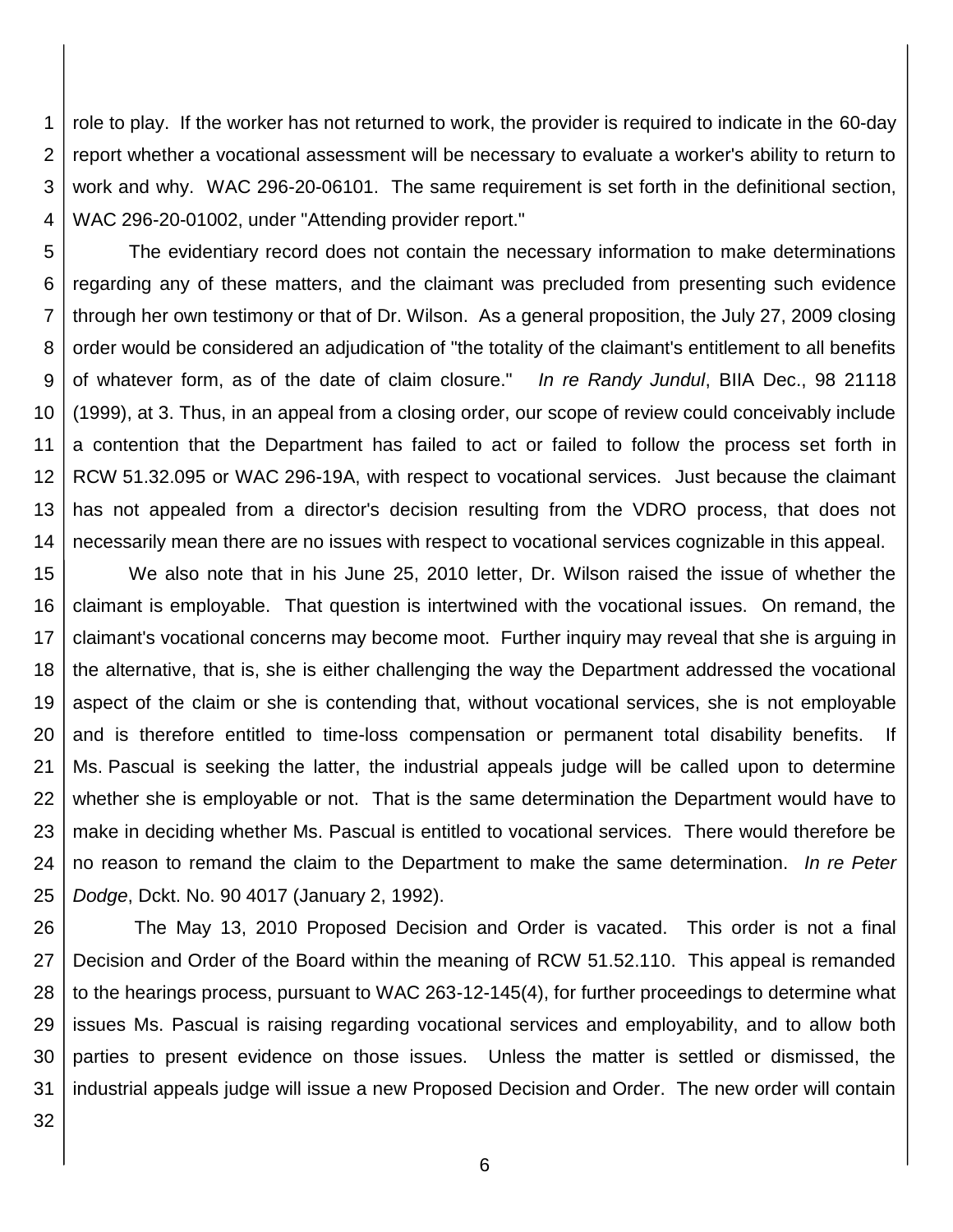role to play. If the worker has not returned to work, the provider is required to indicate in the 60-day report whether a vocational assessment will be necessary to evaluate a worker's ability to return to work and why. WAC 296-20-06101. The same requirement is set forth in the definitional section, WAC 296-20-01002, under "Attending provider report."

The evidentiary record does not contain the necessary information to make determinations regarding any of these matters, and the claimant was precluded from presenting such evidence through her own testimony or that of Dr. Wilson. As a general proposition, the July 27, 2009 closing order would be considered an adjudication of "the totality of the claimant's entitlement to all benefits of whatever form, as of the date of claim closure." *In re Randy Jundul*, BIIA Dec., 98 21118 (1999), at 3. Thus, in an appeal from a closing order, our scope of review could conceivably include a contention that the Department has failed to act or failed to follow the process set forth in RCW 51.32.095 or WAC 296-19A, with respect to vocational services. Just because the claimant has not appealed from a director's decision resulting from the VDRO process, that does not necessarily mean there are no issues with respect to vocational services cognizable in this appeal.

We also note that in his June 25, 2010 letter, Dr. Wilson raised the issue of whether the claimant is employable. That question is intertwined with the vocational issues. On remand, the claimant's vocational concerns may become moot. Further inquiry may reveal that she is arguing in the alternative, that is, she is either challenging the way the Department addressed the vocational aspect of the claim or she is contending that, without vocational services, she is not employable and is therefore entitled to time-loss compensation or permanent total disability benefits. If Ms. Pascual is seeking the latter, the industrial appeals judge will be called upon to determine whether she is employable or not. That is the same determination the Department would have to make in deciding whether Ms. Pascual is entitled to vocational services. There would therefore be no reason to remand the claim to the Department to make the same determination. *In re Peter Dodge*, Dckt. No. 90 4017 (January 2, 1992).

The May 13, 2010 Proposed Decision and Order is vacated. This order is not a final Decision and Order of the Board within the meaning of RCW 51.52.110. This appeal is remanded to the hearings process, pursuant to WAC 263-12-145(4), for further proceedings to determine what issues Ms. Pascual is raising regarding vocational services and employability, and to allow both parties to present evidence on those issues. Unless the matter is settled or dismissed, the industrial appeals judge will issue a new Proposed Decision and Order. The new order will contain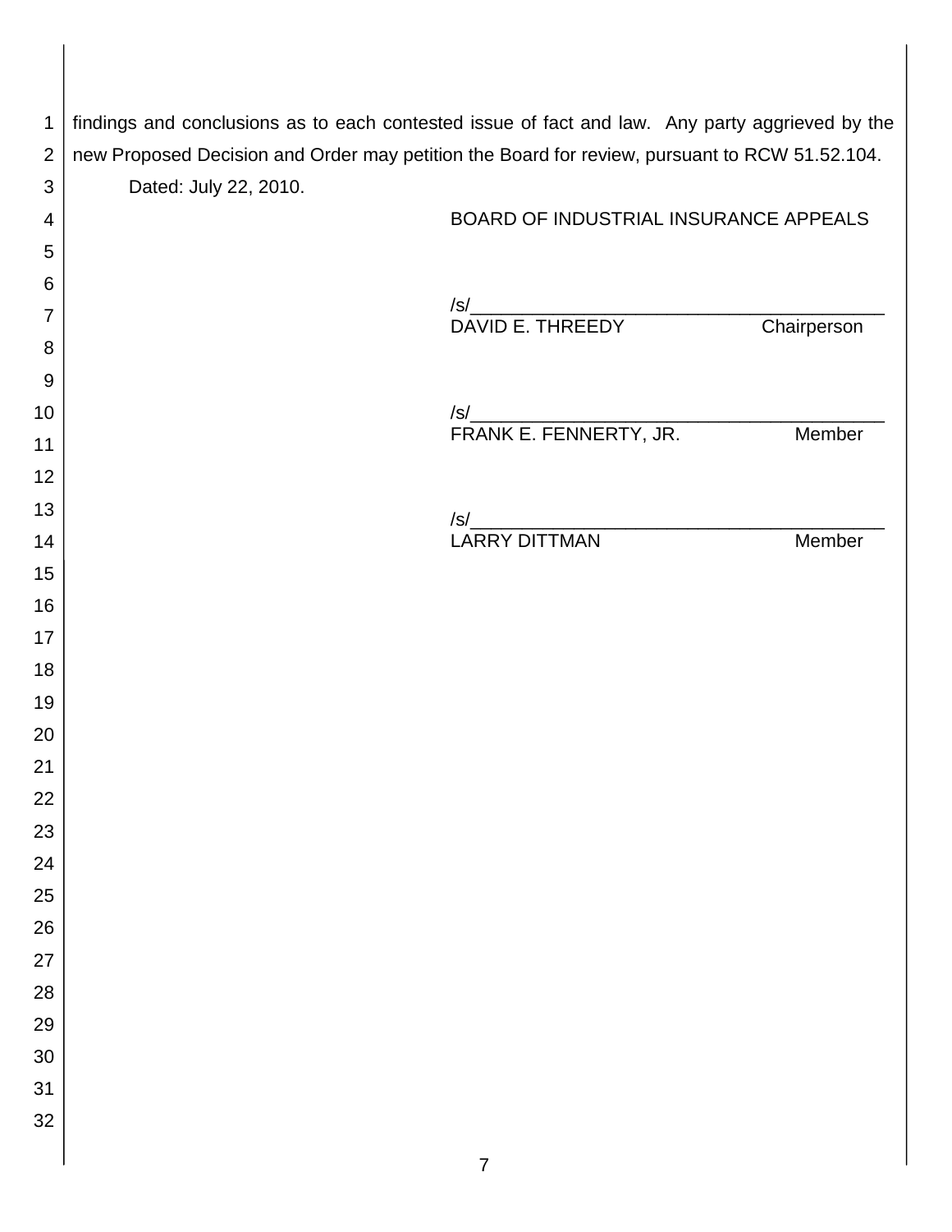findings and conclusions as to each contested issue of fact and law. Any party aggrieved by the new Proposed Decision and Order may petition the Board for review, pursuant to RCW 51.52.104.

Dated: July 22, 2010.

BOARD OF INDUSTRIAL INSURANCE APPEALS

/s/________________________________________
DAVID E. THREEDY Chairperson

/s/________________________________________
FRANK E. FENNERTY, JR. Member

/s/________________________________________
LARRY DITTMAN Member